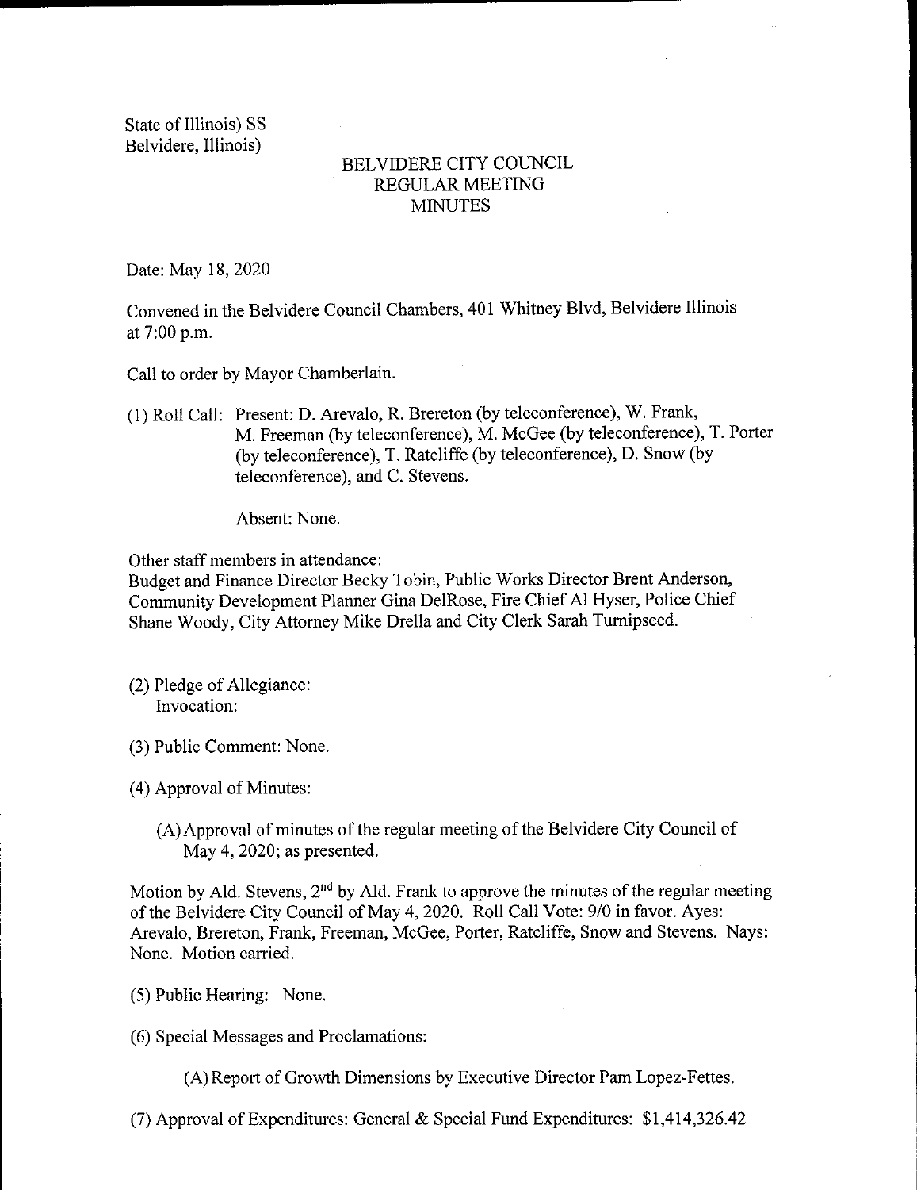State of Illinois) SS
Belvidere, Illinois)

# BELVIDERE CITY COUNCIL
## REGULAR MEETING
## MINUTES

Date: May 18, 2020

Convened in the Belvidere Council Chambers, 401 Whitney Blvd, Belvidere Illinois at 7:00 p.m.

Call to order by Mayor Chamberlain.

(1) Roll Call: Present: D. Arevalo, R. Brereton (by teleconference), W. Frank, M. Freeman (by teleconference), M. McGee (by teleconference), T. Porter (by teleconference), T. Ratcliffe (by teleconference), D. Snow (by teleconference), and C. Stevens.

Absent: None.

Other staff members in attendance:
Budget and Finance Director Becky Tobin, Public Works Director Brent Anderson, Community Development Planner Gina DelRose, Fire Chief Al Hyser, Police Chief Shane Woody, City Attorney Mike Drella and City Clerk Sarah Turnipseed.

(2) Pledge of Allegiance:
Invocation:

(3) Public Comment: None.

(4) Approval of Minutes:

(A) Approval of minutes of the regular meeting of the Belvidere City Council of May 4, 2020; as presented.

Motion by Ald. Stevens, 2nd by Ald. Frank to approve the minutes of the regular meeting of the Belvidere City Council of May 4, 2020. Roll Call Vote: 9/0 in favor. Ayes: Arevalo, Brereton, Frank, Freeman, McGee, Porter, Ratcliffe, Snow and Stevens. Nays: None. Motion carried.

(5) Public Hearing: None.

(6) Special Messages and Proclamations:

(A) Report of Growth Dimensions by Executive Director Pam Lopez-Fettes.

(7) Approval of Expenditures: General & Special Fund Expenditures: $1,414,326.42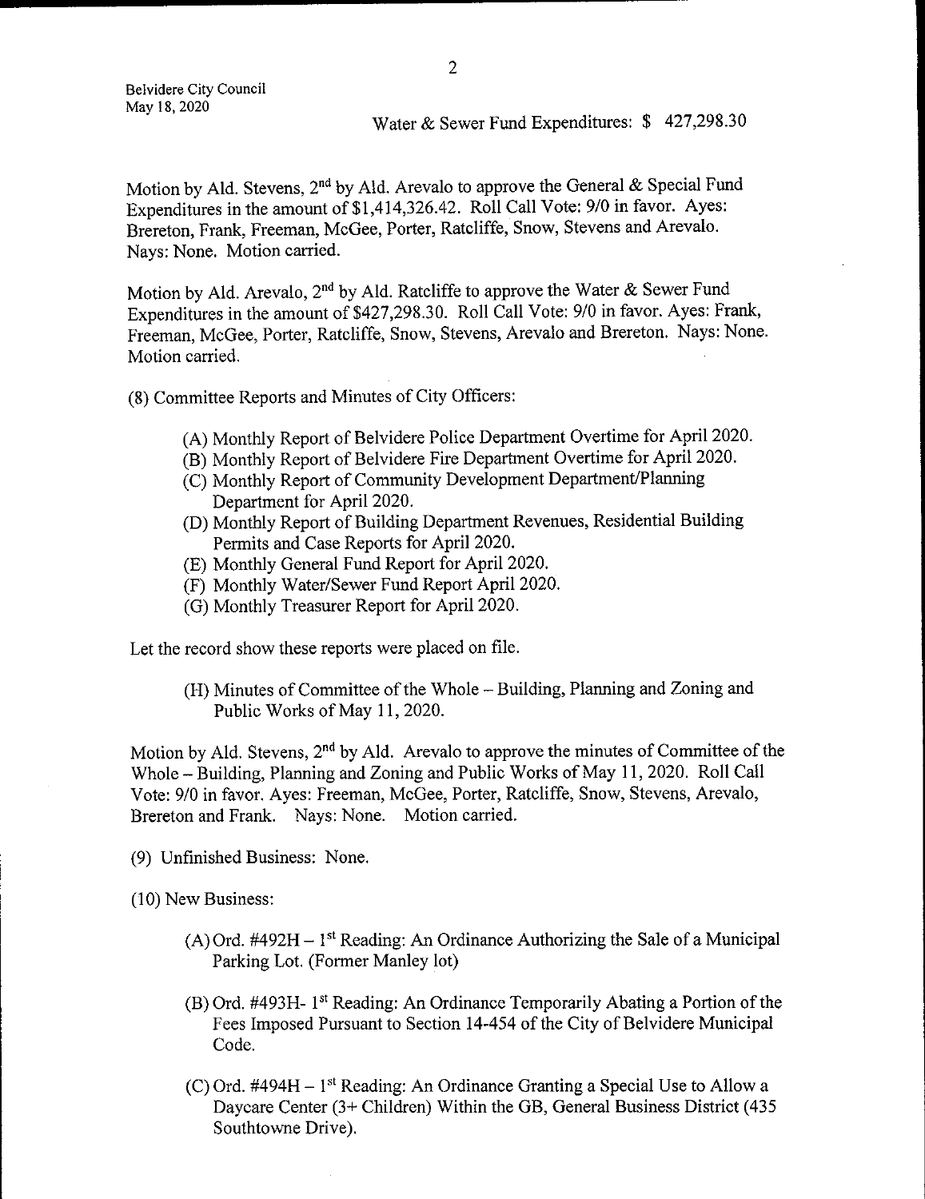Water & Sewer Fund Expenditures: $ 427,298.30

Motion by Ald. Stevens, 2nd by Ald. Arevalo to approve the General & Special Fund Expenditures in the amount of $1,414,326.42. Roll Call Vote: 9/0 in favor. Ayes: Brereton, Frank, Freeman, McGee, Porter, Ratcliffe, Snow, Stevens and Arevalo. Nays: None. Motion carried.

Motion by Ald. Arevalo, 2nd by Ald. Ratcliffe to approve the Water & Sewer Fund Expenditures in the amount of $427,298.30. Roll Call Vote: 9/0 in favor. Ayes: Frank, Freeman, McGee, Porter, Ratcliffe, Snow, Stevens, Arevalo and Brereton. Nays: None. Motion carried.

(8) Committee Reports and Minutes of City Officers:

(A) Monthly Report of Belvidere Police Department Overtime for April 2020.
(B) Monthly Report of Belvidere Fire Department Overtime for April 2020.
(C) Monthly Report of Community Development Department/Planning Department for April 2020.
(D) Monthly Report of Building Department Revenues, Residential Building Permits and Case Reports for April 2020.
(E) Monthly General Fund Report for April 2020.
(F) Monthly Water/Sewer Fund Report April 2020.
(G) Monthly Treasurer Report for April 2020.

Let the record show these reports were placed on file.

(H) Minutes of Committee of the Whole – Building, Planning and Zoning and Public Works of May 11, 2020.

Motion by Ald. Stevens, 2nd by Ald. Arevalo to approve the minutes of Committee of the Whole – Building, Planning and Zoning and Public Works of May 11, 2020. Roll Call Vote: 9/0 in favor. Ayes: Freeman, McGee, Porter, Ratcliffe, Snow, Stevens, Arevalo, Brereton and Frank. Nays: None. Motion carried.

(9) Unfinished Business: None.

(10) New Business:

(A) Ord. #492H – 1st Reading: An Ordinance Authorizing the Sale of a Municipal Parking Lot. (Former Manley lot)

(B) Ord. #493H- 1st Reading: An Ordinance Temporarily Abating a Portion of the Fees Imposed Pursuant to Section 14-454 of the City of Belvidere Municipal Code.

(C) Ord. #494H – 1st Reading: An Ordinance Granting a Special Use to Allow a Daycare Center (3+ Children) Within the GB, General Business District (435 Southtowne Drive).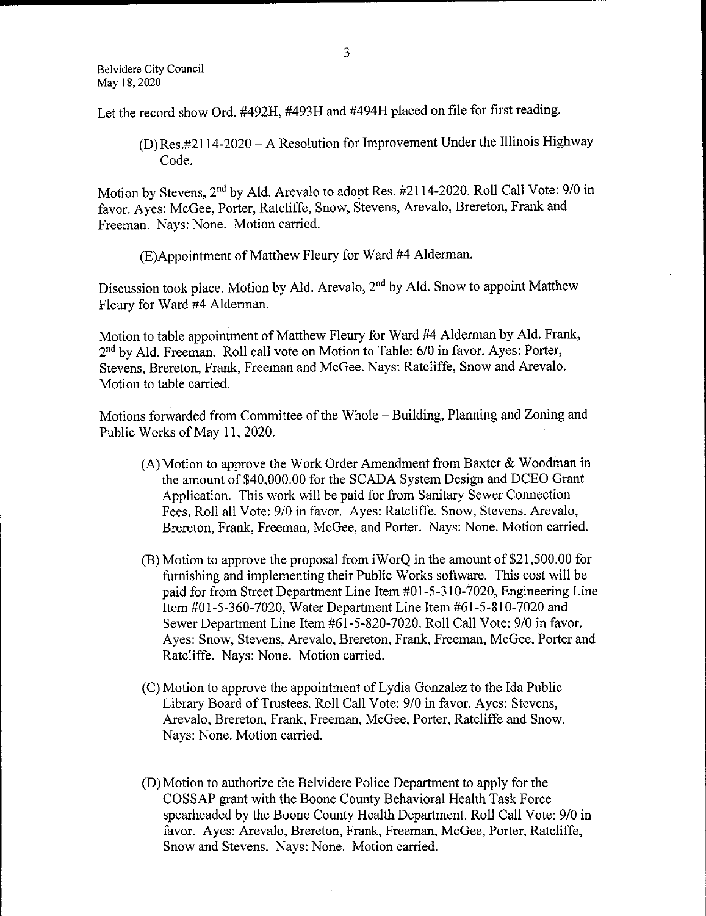Let the record show Ord. #492H, #493H and #494H placed on file for first reading.

(D) Res.#2114-2020 – A Resolution for Improvement Under the Illinois Highway Code.

Motion by Stevens, 2nd by Ald. Arevalo to adopt Res. #2114-2020. Roll Call Vote: 9/0 in favor. Ayes: McGee, Porter, Ratcliffe, Snow, Stevens, Arevalo, Brereton, Frank and Freeman. Nays: None. Motion carried.

(E) Appointment of Matthew Fleury for Ward #4 Alderman.

Discussion took place. Motion by Ald. Arevalo, 2nd by Ald. Snow to appoint Matthew Fleury for Ward #4 Alderman.

Motion to table appointment of Matthew Fleury for Ward #4 Alderman by Ald. Frank, 2nd by Ald. Freeman. Roll call vote on Motion to Table: 6/0 in favor. Ayes: Porter, Stevens, Brereton, Frank, Freeman and McGee. Nays: Ratcliffe, Snow and Arevalo. Motion to table carried.

Motions forwarded from Committee of the Whole – Building, Planning and Zoning and Public Works of May 11, 2020.

(A) Motion to approve the Work Order Amendment from Baxter & Woodman in the amount of $40,000.00 for the SCADA System Design and DCEO Grant Application. This work will be paid for from Sanitary Sewer Connection Fees. Roll all Vote: 9/0 in favor. Ayes: Ratcliffe, Snow, Stevens, Arevalo, Brereton, Frank, Freeman, McGee, and Porter. Nays: None. Motion carried.

(B) Motion to approve the proposal from iWorQ in the amount of $21,500.00 for furnishing and implementing their Public Works software. This cost will be paid for from Street Department Line Item #01-5-310-7020, Engineering Line Item #01-5-360-7020, Water Department Line Item #61-5-810-7020 and Sewer Department Line Item #61-5-820-7020. Roll Call Vote: 9/0 in favor. Ayes: Snow, Stevens, Arevalo, Brereton, Frank, Freeman, McGee, Porter and Ratcliffe. Nays: None. Motion carried.

(C) Motion to approve the appointment of Lydia Gonzalez to the Ida Public Library Board of Trustees. Roll Call Vote: 9/0 in favor. Ayes: Stevens, Arevalo, Brereton, Frank, Freeman, McGee, Porter, Ratcliffe and Snow. Nays: None. Motion carried.

(D) Motion to authorize the Belvidere Police Department to apply for the COSSAP grant with the Boone County Behavioral Health Task Force spearheaded by the Boone County Health Department. Roll Call Vote: 9/0 in favor. Ayes: Arevalo, Brereton, Frank, Freeman, McGee, Porter, Ratcliffe, Snow and Stevens. Nays: None. Motion carried.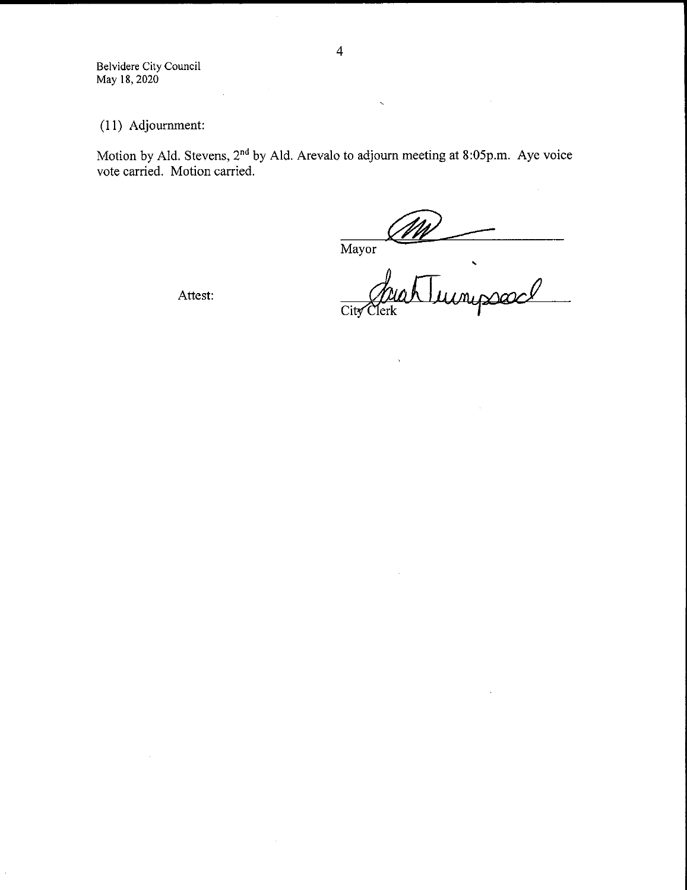(11) Adjournment:

Motion by Ald. Stevens, 2nd by Ald. Arevalo to adjourn meeting at 8:05p.m. Aye voice vote carried. Motion carried.

Mayor

Attest:

City Clerk